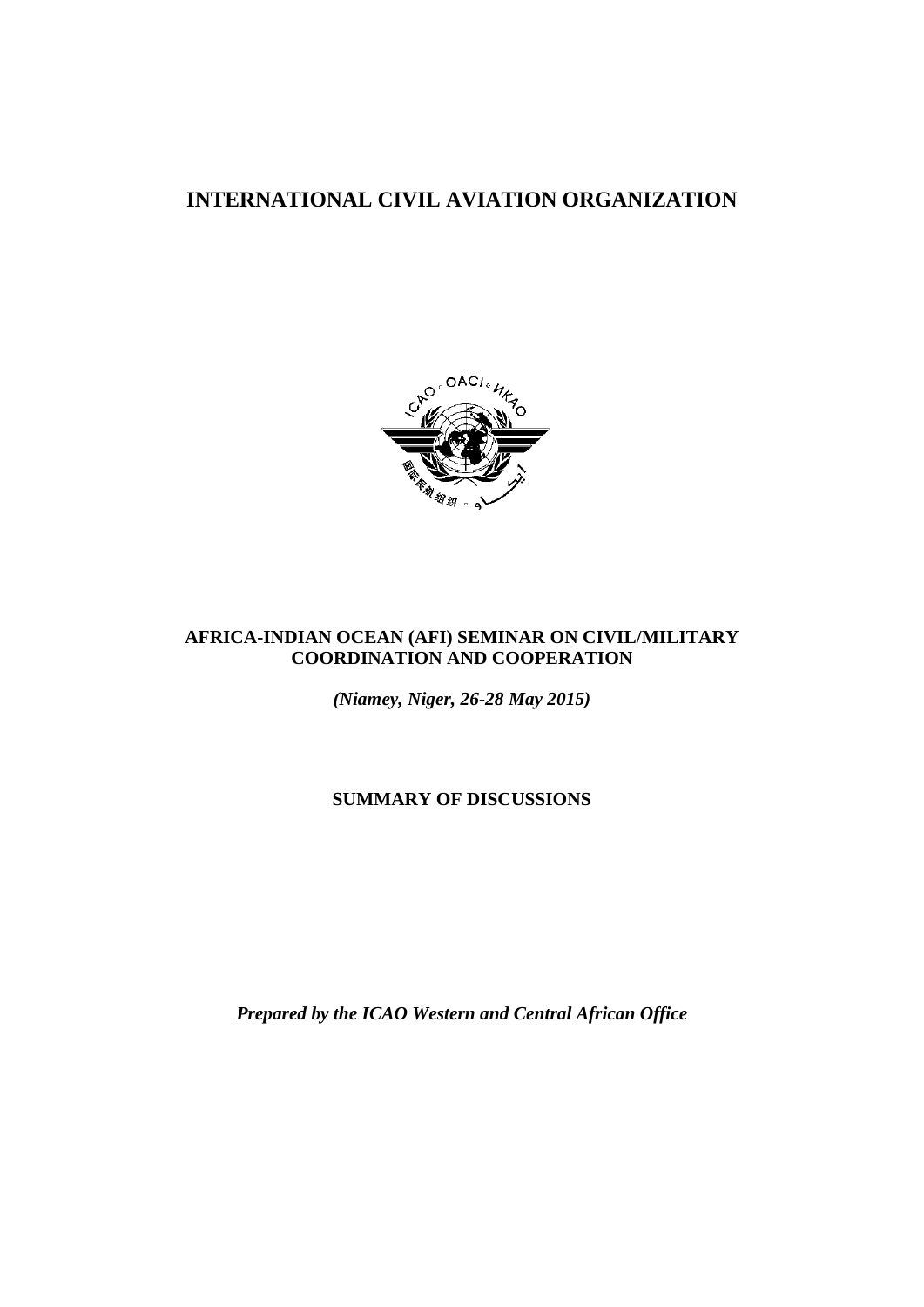# INTERNATIONAL CIVIL AVIATION ORGANIZATION

## AFRICA-INDIAN OCEAN (AFI) SEMINAR ON CIVIL/MILITARY COORDINATION AND COOPERATION

***(Niamey, Niger, 26-28 May 2015)***

## SUMMARY OF DISCUSSIONS

***Prepared by the ICAO Western and Central African Office***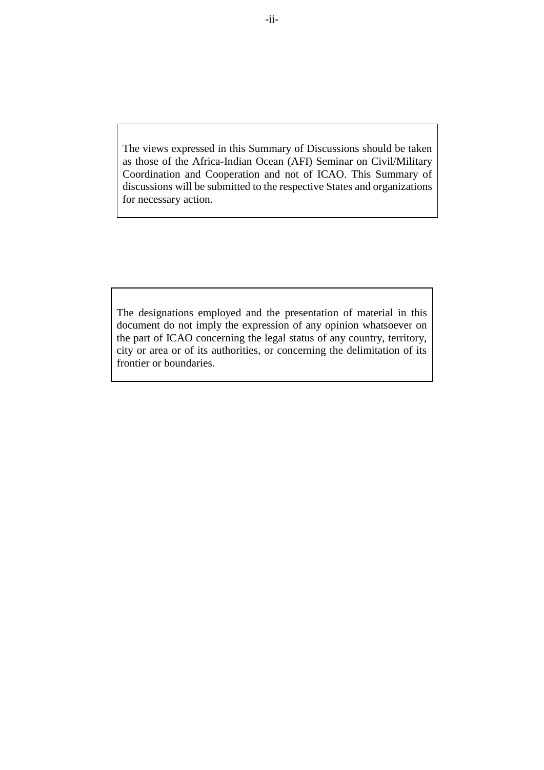The views expressed in this Summary of Discussions should be taken as those of the Africa-Indian Ocean (AFI) Seminar on Civil/Military Coordination and Cooperation and not of ICAO. This Summary of discussions will be submitted to the respective States and organizations for necessary action.

The designations employed and the presentation of material in this document do not imply the expression of any opinion whatsoever on the part of ICAO concerning the legal status of any country, territory, city or area or of its authorities, or concerning the delimitation of its frontier or boundaries.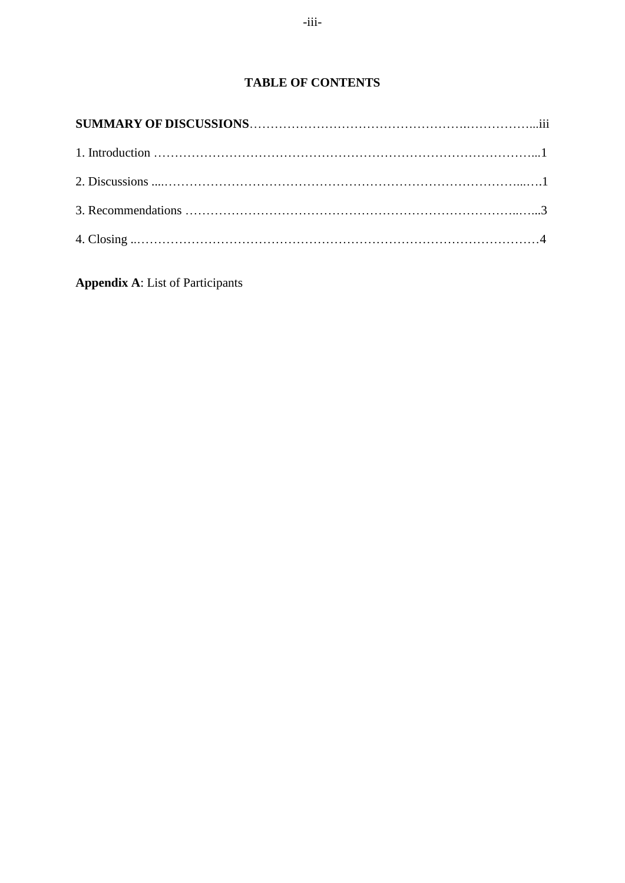# TABLE OF CONTENTS

**SUMMARY OF DISCUSSIONS**……………………………………………..……………...iii

1. Introduction ………………………………………………………………………………...1

2. Discussions ....……………………………………………………………………………...….1

3. Recommendations ………………………………………………………………………..…...3

4. Closing ..………………………………………………………………………………………4

**Appendix A**: List of Participants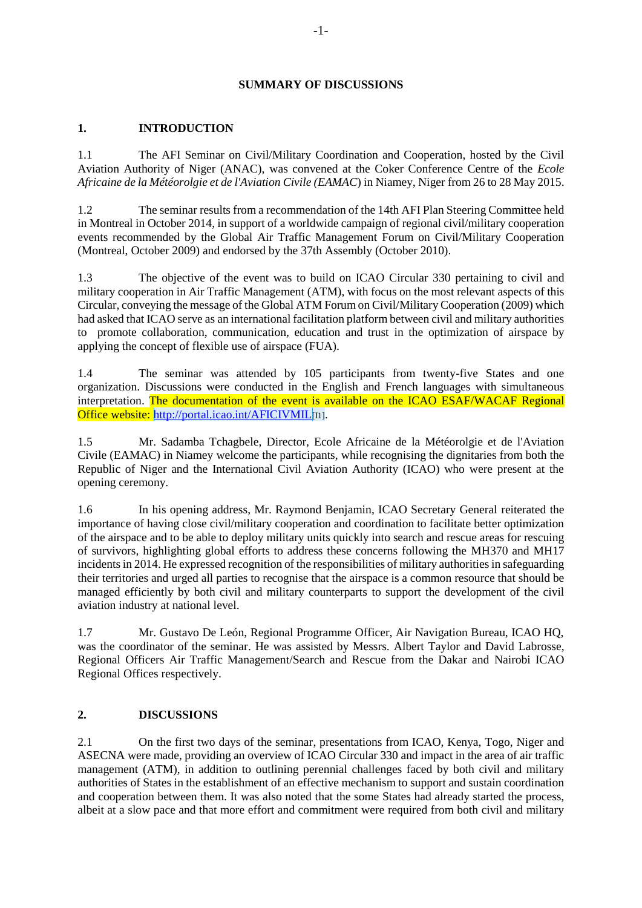## SUMMARY OF DISCUSSIONS

## 1. INTRODUCTION

1.1 The AFI Seminar on Civil/Military Coordination and Cooperation, hosted by the Civil Aviation Authority of Niger (ANAC), was convened at the Coker Conference Centre of the *Ecole Africaine de la Météorolgie et de l'Aviation Civile (EAMAC*) in Niamey, Niger from 26 to 28 May 2015.

1.2 The seminar results from a recommendation of the 14th AFI Plan Steering Committee held in Montreal in October 2014, in support of a worldwide campaign of regional civil/military cooperation events recommended by the Global Air Traffic Management Forum on Civil/Military Cooperation (Montreal, October 2009) and endorsed by the 37th Assembly (October 2010).

1.3 The objective of the event was to build on ICAO Circular 330 pertaining to civil and military cooperation in Air Traffic Management (ATM), with focus on the most relevant aspects of this Circular, conveying the message of the Global ATM Forum on Civil/Military Cooperation (2009) which had asked that ICAO serve as an international facilitation platform between civil and military authorities to promote collaboration, communication, education and trust in the optimization of airspace by applying the concept of flexible use of airspace (FUA).

1.4 The seminar was attended by 105 participants from twenty-five States and one organization. Discussions were conducted in the English and French languages with simultaneous interpretation. The documentation of the event is available on the ICAO ESAF/WACAF Regional Office website: http://portal.icao.int/AFICIVMIL[I1].

1.5 Mr. Sadamba Tchagbele, Director, Ecole Africaine de la Météorolgie et de l'Aviation Civile (EAMAC) in Niamey welcome the participants, while recognising the dignitaries from both the Republic of Niger and the International Civil Aviation Authority (ICAO) who were present at the opening ceremony.

1.6 In his opening address, Mr. Raymond Benjamin, ICAO Secretary General reiterated the importance of having close civil/military cooperation and coordination to facilitate better optimization of the airspace and to be able to deploy military units quickly into search and rescue areas for rescuing of survivors, highlighting global efforts to address these concerns following the MH370 and MH17 incidents in 2014. He expressed recognition of the responsibilities of military authorities in safeguarding their territories and urged all parties to recognise that the airspace is a common resource that should be managed efficiently by both civil and military counterparts to support the development of the civil aviation industry at national level.

1.7 Mr. Gustavo De León, Regional Programme Officer, Air Navigation Bureau, ICAO HQ, was the coordinator of the seminar. He was assisted by Messrs. Albert Taylor and David Labrosse, Regional Officers Air Traffic Management/Search and Rescue from the Dakar and Nairobi ICAO Regional Offices respectively.

## 2. DISCUSSIONS

2.1 On the first two days of the seminar, presentations from ICAO, Kenya, Togo, Niger and ASECNA were made, providing an overview of ICAO Circular 330 and impact in the area of air traffic management (ATM), in addition to outlining perennial challenges faced by both civil and military authorities of States in the establishment of an effective mechanism to support and sustain coordination and cooperation between them. It was also noted that the some States had already started the process, albeit at a slow pace and that more effort and commitment were required from both civil and military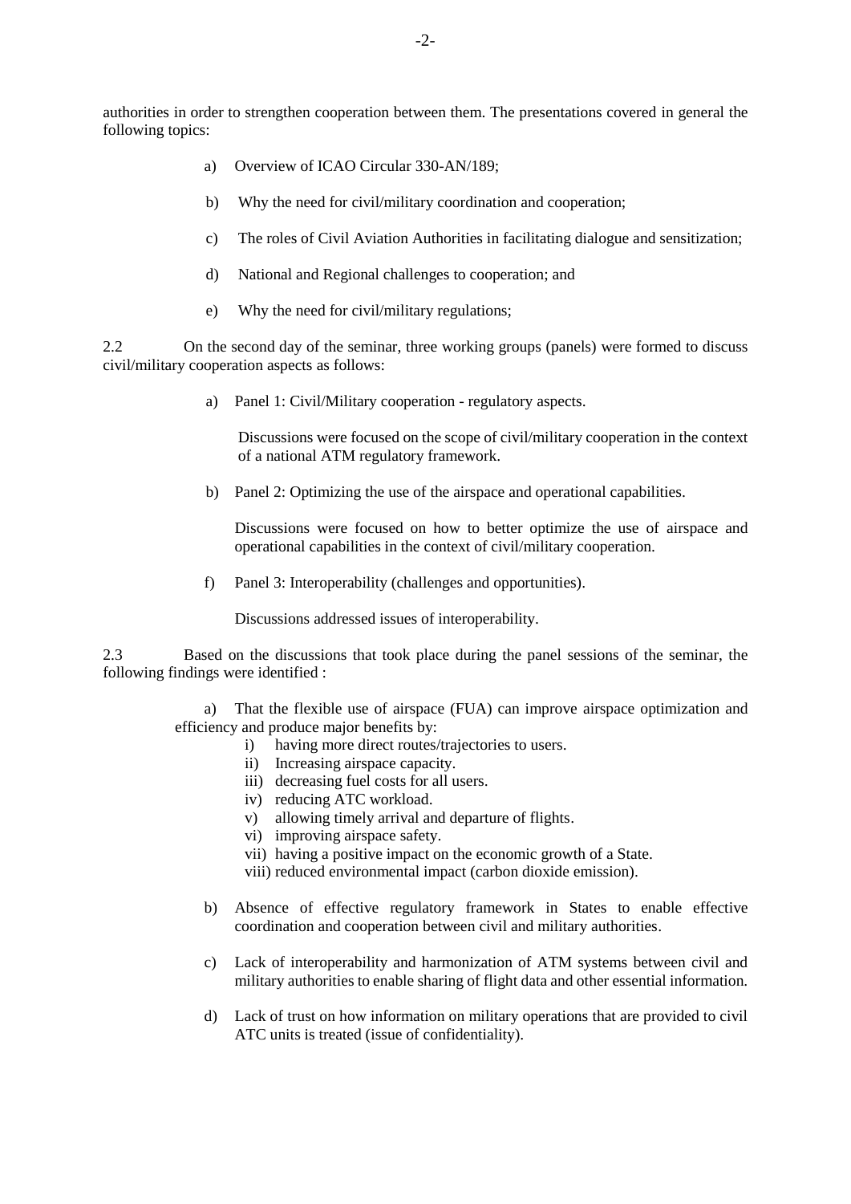authorities in order to strengthen cooperation between them. The presentations covered in general the following topics:

a) Overview of ICAO Circular 330-AN/189;

b) Why the need for civil/military coordination and cooperation;

c) The roles of Civil Aviation Authorities in facilitating dialogue and sensitization;

d) National and Regional challenges to cooperation; and

e) Why the need for civil/military regulations;

2.2 On the second day of the seminar, three working groups (panels) were formed to discuss civil/military cooperation aspects as follows:

a) Panel 1: Civil/Military cooperation - regulatory aspects.

Discussions were focused on the scope of civil/military cooperation in the context of a national ATM regulatory framework.

b) Panel 2: Optimizing the use of the airspace and operational capabilities.

Discussions were focused on how to better optimize the use of airspace and operational capabilities in the context of civil/military cooperation.

f) Panel 3: Interoperability (challenges and opportunities).

Discussions addressed issues of interoperability.

2.3 Based on the discussions that took place during the panel sessions of the seminar, the following findings were identified :

a) That the flexible use of airspace (FUA) can improve airspace optimization and efficiency and produce major benefits by:

i) having more direct routes/trajectories to users.
ii) Increasing airspace capacity.
iii) decreasing fuel costs for all users.
iv) reducing ATC workload.
v) allowing timely arrival and departure of flights.
vi) improving airspace safety.
vii) having a positive impact on the economic growth of a State.
viii) reduced environmental impact (carbon dioxide emission).

b) Absence of effective regulatory framework in States to enable effective coordination and cooperation between civil and military authorities.

c) Lack of interoperability and harmonization of ATM systems between civil and military authorities to enable sharing of flight data and other essential information.

d) Lack of trust on how information on military operations that are provided to civil ATC units is treated (issue of confidentiality).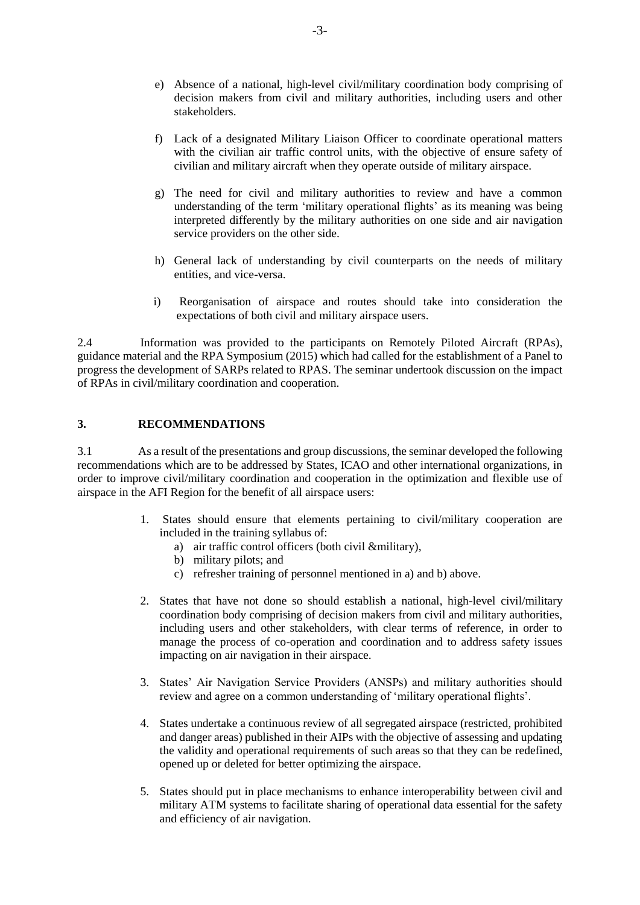e) Absence of a national, high-level civil/military coordination body comprising of decision makers from civil and military authorities, including users and other stakeholders.

f) Lack of a designated Military Liaison Officer to coordinate operational matters with the civilian air traffic control units, with the objective of ensure safety of civilian and military aircraft when they operate outside of military airspace.

g) The need for civil and military authorities to review and have a common understanding of the term 'military operational flights' as its meaning was being interpreted differently by the military authorities on one side and air navigation service providers on the other side.

h) General lack of understanding by civil counterparts on the needs of military entities, and vice-versa.

i) Reorganisation of airspace and routes should take into consideration the expectations of both civil and military airspace users.

2.4 Information was provided to the participants on Remotely Piloted Aircraft (RPAs), guidance material and the RPA Symposium (2015) which had called for the establishment of a Panel to progress the development of SARPs related to RPAS. The seminar undertook discussion on the impact of RPAs in civil/military coordination and cooperation.

## 3. RECOMMENDATIONS

3.1 As a result of the presentations and group discussions, the seminar developed the following recommendations which are to be addressed by States, ICAO and other international organizations, in order to improve civil/military coordination and cooperation in the optimization and flexible use of airspace in the AFI Region for the benefit of all airspace users:

1. States should ensure that elements pertaining to civil/military cooperation are included in the training syllabus of:
   a) air traffic control officers (both civil &military),
   b) military pilots; and
   c) refresher training of personnel mentioned in a) and b) above.

2. States that have not done so should establish a national, high-level civil/military coordination body comprising of decision makers from civil and military authorities, including users and other stakeholders, with clear terms of reference, in order to manage the process of co-operation and coordination and to address safety issues impacting on air navigation in their airspace.

3. States' Air Navigation Service Providers (ANSPs) and military authorities should review and agree on a common understanding of 'military operational flights'.

4. States undertake a continuous review of all segregated airspace (restricted, prohibited and danger areas) published in their AIPs with the objective of assessing and updating the validity and operational requirements of such areas so that they can be redefined, opened up or deleted for better optimizing the airspace.

5. States should put in place mechanisms to enhance interoperability between civil and military ATM systems to facilitate sharing of operational data essential for the safety and efficiency of air navigation.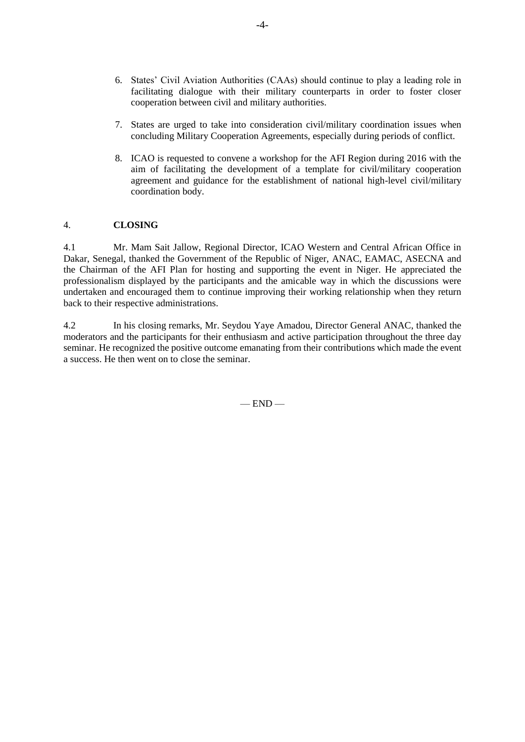6. States' Civil Aviation Authorities (CAAs) should continue to play a leading role in facilitating dialogue with their military counterparts in order to foster closer cooperation between civil and military authorities.

7. States are urged to take into consideration civil/military coordination issues when concluding Military Cooperation Agreements, especially during periods of conflict.

8. ICAO is requested to convene a workshop for the AFI Region during 2016 with the aim of facilitating the development of a template for civil/military cooperation agreement and guidance for the establishment of national high-level civil/military coordination body.

## 4. CLOSING

4.1 Mr. Mam Sait Jallow, Regional Director, ICAO Western and Central African Office in Dakar, Senegal, thanked the Government of the Republic of Niger, ANAC, EAMAC, ASECNA and the Chairman of the AFI Plan for hosting and supporting the event in Niger. He appreciated the professionalism displayed by the participants and the amicable way in which the discussions were undertaken and encouraged them to continue improving their working relationship when they return back to their respective administrations.

4.2 In his closing remarks, Mr. Seydou Yaye Amadou, Director General ANAC, thanked the moderators and the participants for their enthusiasm and active participation throughout the three day seminar. He recognized the positive outcome emanating from their contributions which made the event a success. He then went on to close the seminar.

— END —